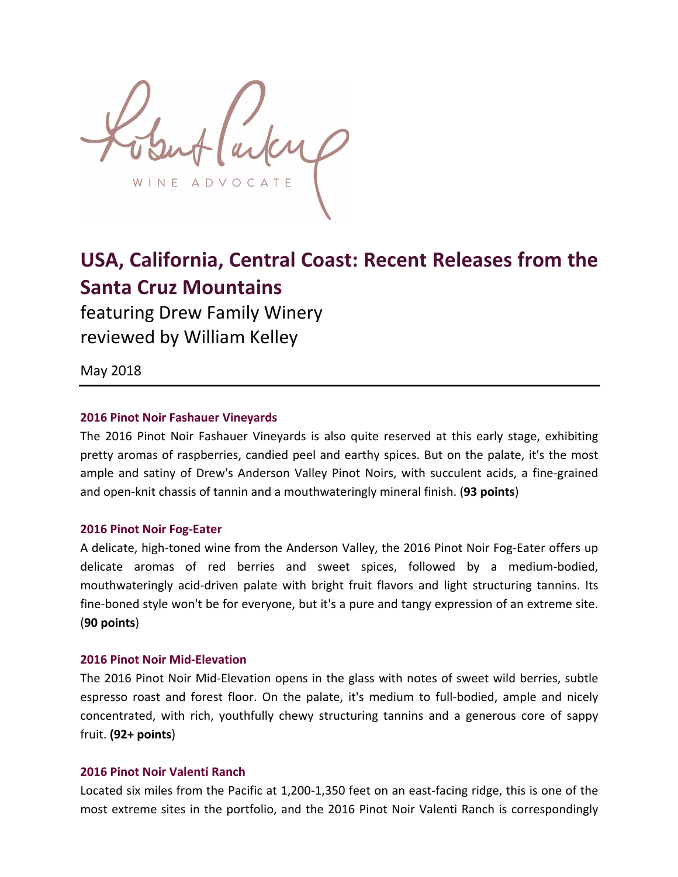Robert Parker

WINE ADVOCATE

# USA, California, Central Coast: Recent Releases from the Santa Cruz Mountains

featuring Drew Family Winery
reviewed by William Kelley

May 2018

---

### 2016 Pinot Noir Fashauer Vineyards

The 2016 Pinot Noir Fashauer Vineyards is also quite reserved at this early stage, exhibiting pretty aromas of raspberries, candied peel and earthy spices. But on the palate, it's the most ample and satiny of Drew's Anderson Valley Pinot Noirs, with succulent acids, a fine-grained and open-knit chassis of tannin and a mouthwateringly mineral finish. (**93 points**)

### 2016 Pinot Noir Fog-Eater

A delicate, high-toned wine from the Anderson Valley, the 2016 Pinot Noir Fog-Eater offers up delicate aromas of red berries and sweet spices, followed by a medium-bodied, mouthwateringly acid-driven palate with bright fruit flavors and light structuring tannins. Its fine-boned style won't be for everyone, but it's a pure and tangy expression of an extreme site. (**90 points**)

### 2016 Pinot Noir Mid-Elevation

The 2016 Pinot Noir Mid-Elevation opens in the glass with notes of sweet wild berries, subtle espresso roast and forest floor. On the palate, it's medium to full-bodied, ample and nicely concentrated, with rich, youthfully chewy structuring tannins and a generous core of sappy fruit. **(92+ points**)

### 2016 Pinot Noir Valenti Ranch

Located six miles from the Pacific at 1,200-1,350 feet on an east-facing ridge, this is one of the most extreme sites in the portfolio, and the 2016 Pinot Noir Valenti Ranch is correspondingly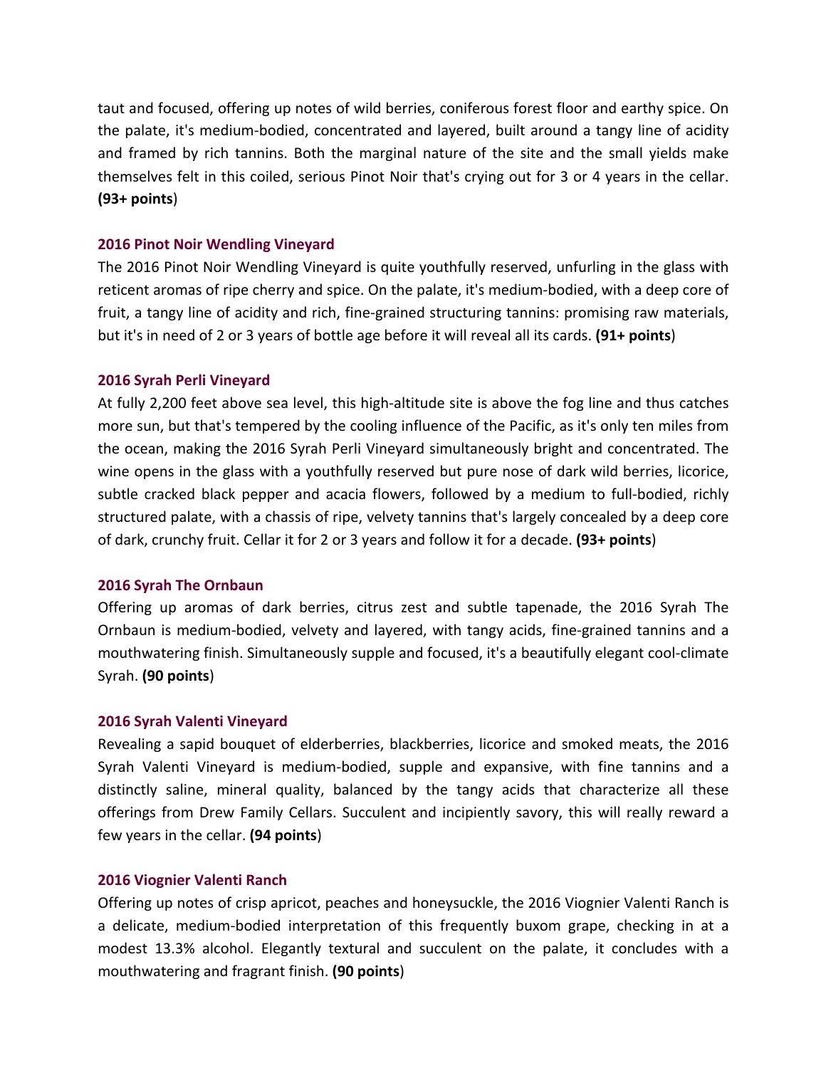taut and focused, offering up notes of wild berries, coniferous forest floor and earthy spice. On the palate, it's medium-bodied, concentrated and layered, built around a tangy line of acidity and framed by rich tannins. Both the marginal nature of the site and the small yields make themselves felt in this coiled, serious Pinot Noir that's crying out for 3 or 4 years in the cellar. **(93+ points**)

### 2016 Pinot Noir Wendling Vineyard

The 2016 Pinot Noir Wendling Vineyard is quite youthfully reserved, unfurling in the glass with reticent aromas of ripe cherry and spice. On the palate, it's medium-bodied, with a deep core of fruit, a tangy line of acidity and rich, fine-grained structuring tannins: promising raw materials, but it's in need of 2 or 3 years of bottle age before it will reveal all its cards. **(91+ points**)

### 2016 Syrah Perli Vineyard

At fully 2,200 feet above sea level, this high-altitude site is above the fog line and thus catches more sun, but that's tempered by the cooling influence of the Pacific, as it's only ten miles from the ocean, making the 2016 Syrah Perli Vineyard simultaneously bright and concentrated. The wine opens in the glass with a youthfully reserved but pure nose of dark wild berries, licorice, subtle cracked black pepper and acacia flowers, followed by a medium to full-bodied, richly structured palate, with a chassis of ripe, velvety tannins that's largely concealed by a deep core of dark, crunchy fruit. Cellar it for 2 or 3 years and follow it for a decade. **(93+ points**)

### 2016 Syrah The Ornbaun

Offering up aromas of dark berries, citrus zest and subtle tapenade, the 2016 Syrah The Ornbaun is medium-bodied, velvety and layered, with tangy acids, fine-grained tannins and a mouthwatering finish. Simultaneously supple and focused, it's a beautifully elegant cool-climate Syrah. **(90 points**)

### 2016 Syrah Valenti Vineyard

Revealing a sapid bouquet of elderberries, blackberries, licorice and smoked meats, the 2016 Syrah Valenti Vineyard is medium-bodied, supple and expansive, with fine tannins and a distinctly saline, mineral quality, balanced by the tangy acids that characterize all these offerings from Drew Family Cellars. Succulent and incipiently savory, this will really reward a few years in the cellar. **(94 points**)

### 2016 Viognier Valenti Ranch

Offering up notes of crisp apricot, peaches and honeysuckle, the 2016 Viognier Valenti Ranch is a delicate, medium-bodied interpretation of this frequently buxom grape, checking in at a modest 13.3% alcohol. Elegantly textural and succulent on the palate, it concludes with a mouthwatering and fragrant finish. **(90 points**)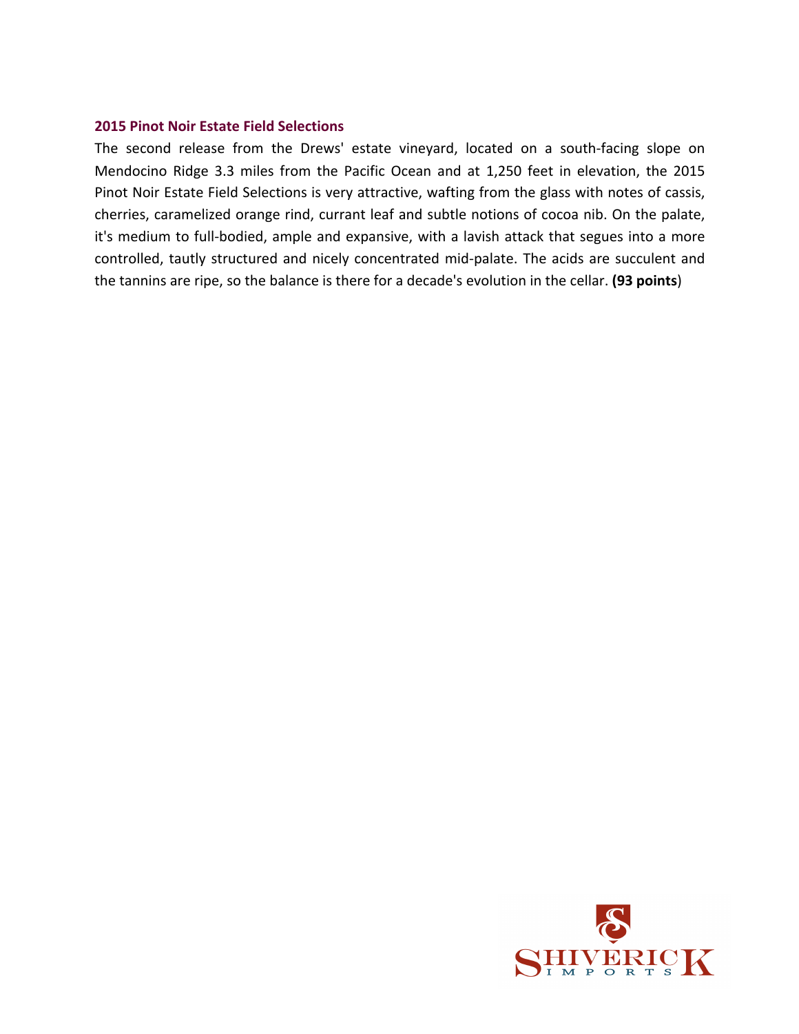### 2015 Pinot Noir Estate Field Selections

The second release from the Drews' estate vineyard, located on a south-facing slope on Mendocino Ridge 3.3 miles from the Pacific Ocean and at 1,250 feet in elevation, the 2015 Pinot Noir Estate Field Selections is very attractive, wafting from the glass with notes of cassis, cherries, caramelized orange rind, currant leaf and subtle notions of cocoa nib. On the palate, it's medium to full-bodied, ample and expansive, with a lavish attack that segues into a more controlled, tautly structured and nicely concentrated mid-palate. The acids are succulent and the tannins are ripe, so the balance is there for a decade's evolution in the cellar. **(93 points**)

SHIVERICK IMPORTS